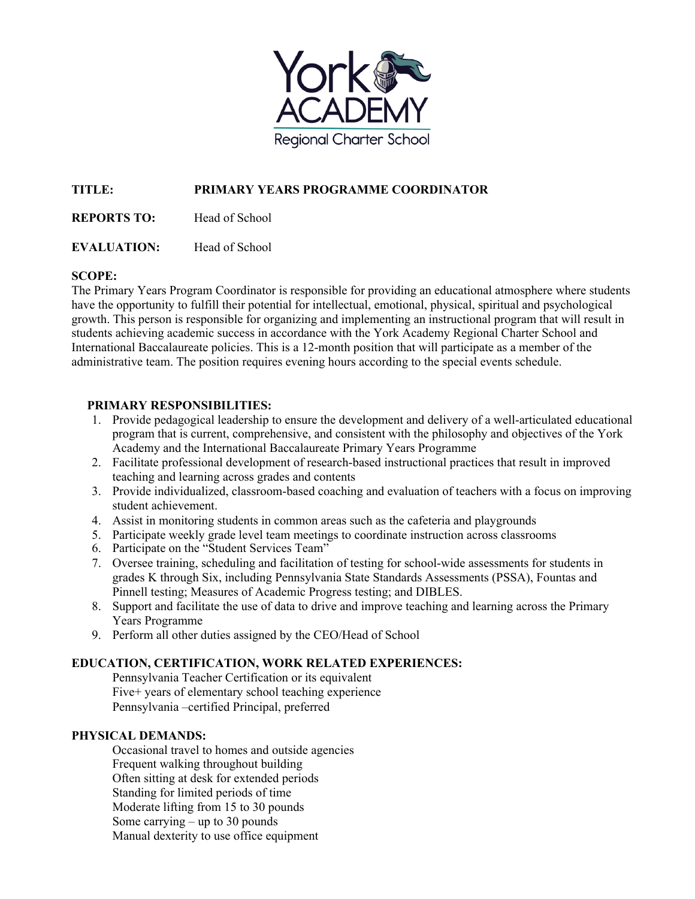York ACADEMY

Regional Charter School

**TITLE:** **PRIMARY YEARS PROGRAMME COORDINATOR**

**REPORTS TO:** Head of School

**EVALUATION:** Head of School

**SCOPE:**

The Primary Years Program Coordinator is responsible for providing an educational atmosphere where students have the opportunity to fulfill their potential for intellectual, emotional, physical, spiritual and psychological growth. This person is responsible for organizing and implementing an instructional program that will result in students achieving academic success in accordance with the York Academy Regional Charter School and International Baccalaureate policies. This is a 12-month position that will participate as a member of the administrative team. The position requires evening hours according to the special events schedule.

**PRIMARY RESPONSIBILITIES:**

1. Provide pedagogical leadership to ensure the development and delivery of a well-articulated educational program that is current, comprehensive, and consistent with the philosophy and objectives of the York Academy and the International Baccalaureate Primary Years Programme
2. Facilitate professional development of research-based instructional practices that result in improved teaching and learning across grades and contents
3. Provide individualized, classroom-based coaching and evaluation of teachers with a focus on improving student achievement.
4. Assist in monitoring students in common areas such as the cafeteria and playgrounds
5. Participate weekly grade level team meetings to coordinate instruction across classrooms
6. Participate on the "Student Services Team"
7. Oversee training, scheduling and facilitation of testing for school-wide assessments for students in grades K through Six, including Pennsylvania State Standards Assessments (PSSA), Fountas and Pinnell testing; Measures of Academic Progress testing; and DIBLES.
8. Support and facilitate the use of data to drive and improve teaching and learning across the Primary Years Programme
9. Perform all other duties assigned by the CEO/Head of School

**EDUCATION, CERTIFICATION, WORK RELATED EXPERIENCES:**

Pennsylvania Teacher Certification or its equivalent
Five+ years of elementary school teaching experience
Pennsylvania –certified Principal, preferred

**PHYSICAL DEMANDS:**

Occasional travel to homes and outside agencies
Frequent walking throughout building
Often sitting at desk for extended periods
Standing for limited periods of time
Moderate lifting from 15 to 30 pounds
Some carrying – up to 30 pounds
Manual dexterity to use office equipment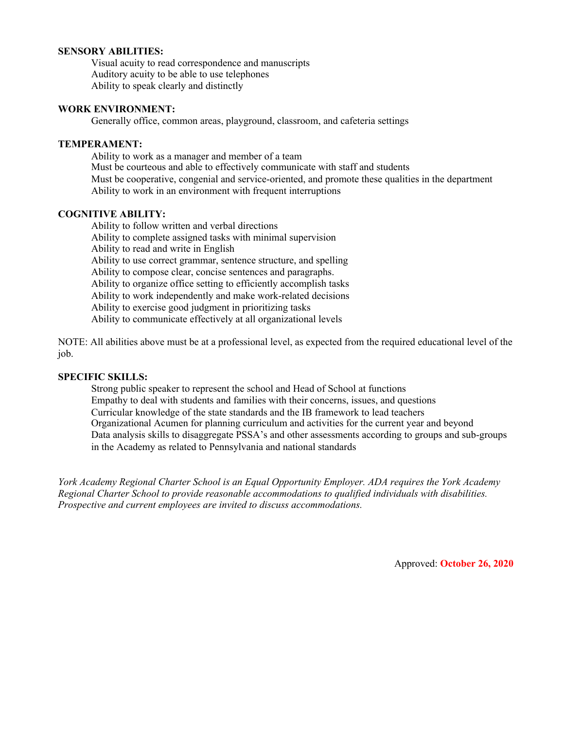**SENSORY ABILITIES:**

Visual acuity to read correspondence and manuscripts
Auditory acuity to be able to use telephones
Ability to speak clearly and distinctly

**WORK ENVIRONMENT:**

Generally office, common areas, playground, classroom, and cafeteria settings

**TEMPERAMENT:**

Ability to work as a manager and member of a team
Must be courteous and able to effectively communicate with staff and students
Must be cooperative, congenial and service-oriented, and promote these qualities in the department
Ability to work in an environment with frequent interruptions

**COGNITIVE ABILITY:**

Ability to follow written and verbal directions
Ability to complete assigned tasks with minimal supervision
Ability to read and write in English
Ability to use correct grammar, sentence structure, and spelling
Ability to compose clear, concise sentences and paragraphs.
Ability to organize office setting to efficiently accomplish tasks
Ability to work independently and make work-related decisions
Ability to exercise good judgment in prioritizing tasks
Ability to communicate effectively at all organizational levels

NOTE: All abilities above must be at a professional level, as expected from the required educational level of the job.

**SPECIFIC SKILLS:**

Strong public speaker to represent the school and Head of School at functions
Empathy to deal with students and families with their concerns, issues, and questions
Curricular knowledge of the state standards and the IB framework to lead teachers
Organizational Acumen for planning curriculum and activities for the current year and beyond
Data analysis skills to disaggregate PSSA's and other assessments according to groups and sub-groups in the Academy as related to Pennsylvania and national standards

*York Academy Regional Charter School is an Equal Opportunity Employer. ADA requires the York Academy Regional Charter School to provide reasonable accommodations to qualified individuals with disabilities. Prospective and current employees are invited to discuss accommodations.*

Approved: **October 26, 2020**